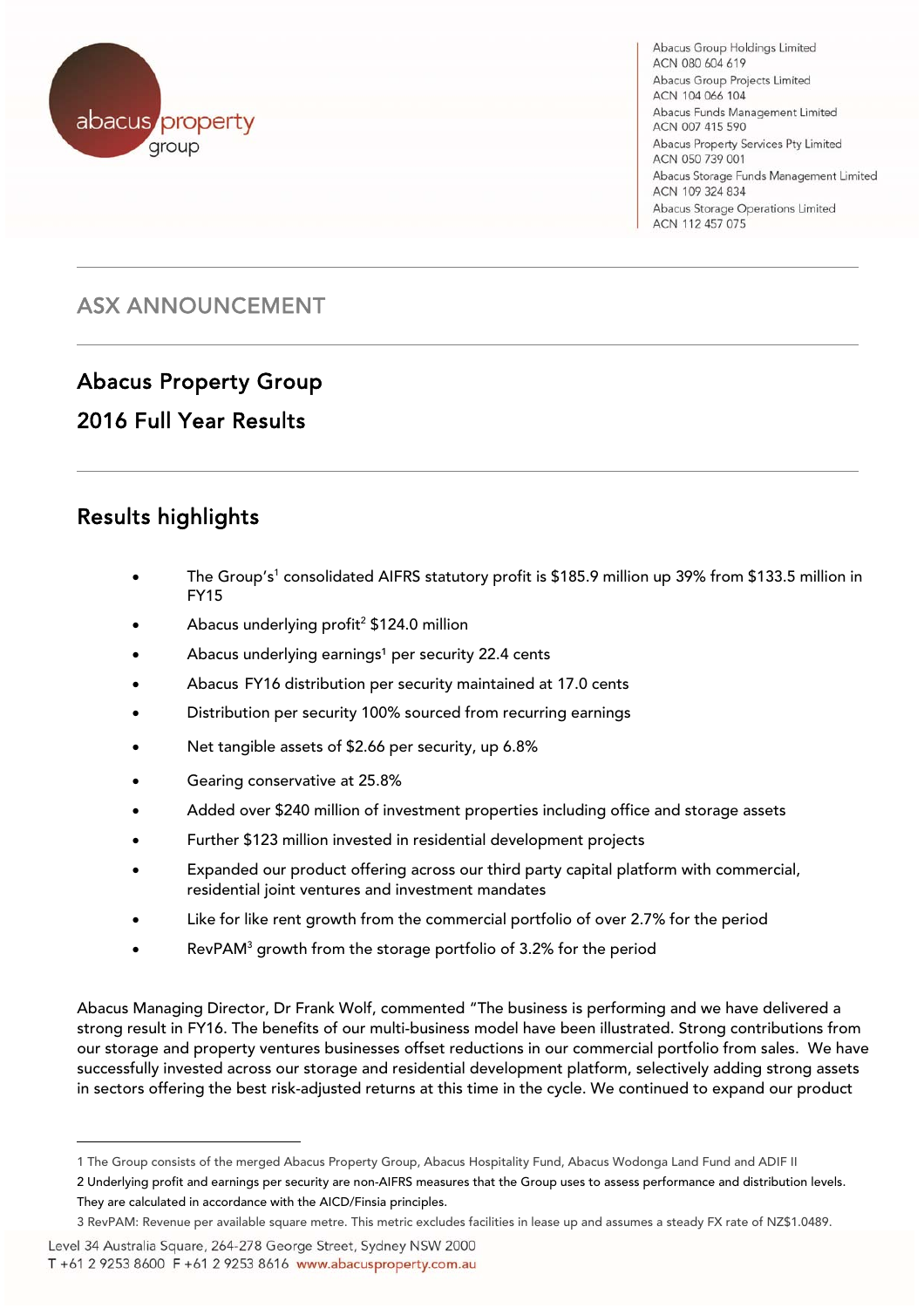Abacus Group Holdings Limited
ACN 080 604 619
Abacus Group Projects Limited
ACN 104 066 104
Abacus Funds Management Limited
ACN 007 415 590
Abacus Property Services Pty Limited
ACN 050 739 001
Abacus Storage Funds Management Limited
ACN 109 324 834
Abacus Storage Operations Limited
ACN 112 457 075

## ASX ANNOUNCEMENT

# Abacus Property Group

# 2016 Full Year Results

## Results highlights

- The Group's[1] consolidated AIFRS statutory profit is $185.9 million up 39% from $133.5 million in FY15
- Abacus underlying profit[2] $124.0 million
- Abacus underlying earnings[1] per security 22.4 cents
- Abacus FY16 distribution per security maintained at 17.0 cents
- Distribution per security 100% sourced from recurring earnings
- Net tangible assets of $2.66 per security, up 6.8%
- Gearing conservative at 25.8%
- Added over $240 million of investment properties including office and storage assets
- Further $123 million invested in residential development projects
- Expanded our product offering across our third party capital platform with commercial, residential joint ventures and investment mandates
- Like for like rent growth from the commercial portfolio of over 2.7% for the period
- RevPAM[3] growth from the storage portfolio of 3.2% for the period

Abacus Managing Director, Dr Frank Wolf, commented "The business is performing and we have delivered a strong result in FY16. The benefits of our multi-business model have been illustrated. Strong contributions from our storage and property ventures businesses offset reductions in our commercial portfolio from sales. We have successfully invested across our storage and residential development platform, selectively adding strong assets in sectors offering the best risk-adjusted returns at this time in the cycle. We continued to expand our product

---

1 The Group consists of the merged Abacus Property Group, Abacus Hospitality Fund, Abacus Wodonga Land Fund and ADIF II

2 Underlying profit and earnings per security are non-AIFRS measures that the Group uses to assess performance and distribution levels. They are calculated in accordance with the AICD/Finsia principles.

3 RevPAM: Revenue per available square metre. This metric excludes facilities in lease up and assumes a steady FX rate of NZ$1.0489.

Level 34 Australia Square, 264-278 George Street, Sydney NSW 2000
T +61 2 9253 8600 F +61 2 9253 8616 www.abacusproperty.com.au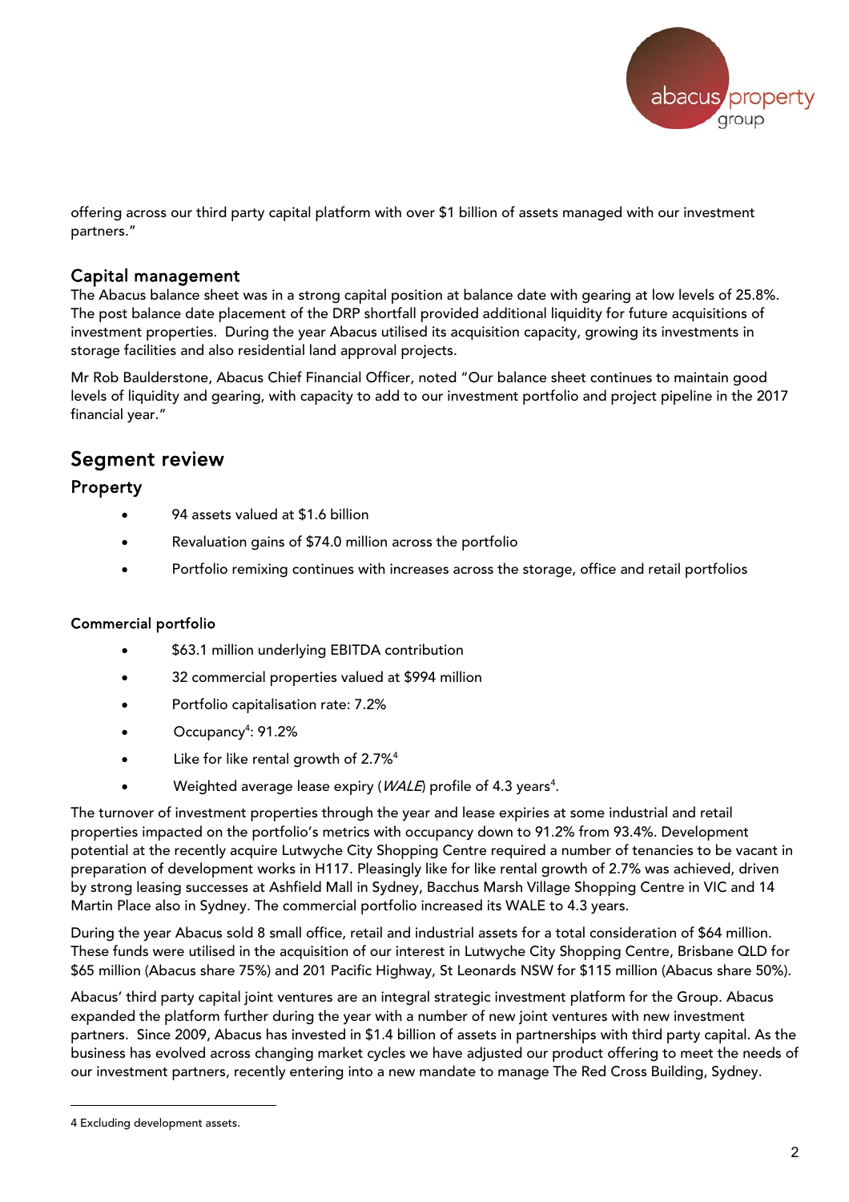offering across our third party capital platform with over $1 billion of assets managed with our investment partners."

## Capital management

The Abacus balance sheet was in a strong capital position at balance date with gearing at low levels of 25.8%. The post balance date placement of the DRP shortfall provided additional liquidity for future acquisitions of investment properties. During the year Abacus utilised its acquisition capacity, growing its investments in storage facilities and also residential land approval projects.

Mr Rob Baulderstone, Abacus Chief Financial Officer, noted "Our balance sheet continues to maintain good levels of liquidity and gearing, with capacity to add to our investment portfolio and project pipeline in the 2017 financial year."

# Segment review

## Property

- 94 assets valued at $1.6 billion
- Revaluation gains of $74.0 million across the portfolio
- Portfolio remixing continues with increases across the storage, office and retail portfolios

### Commercial portfolio

- $63.1 million underlying EBITDA contribution
- 32 commercial properties valued at $994 million
- Portfolio capitalisation rate: 7.2%
- Occupancy[4]: 91.2%
- Like for like rental growth of 2.7%[4]
- Weighted average lease expiry (*WALE*) profile of 4.3 years[4].

The turnover of investment properties through the year and lease expiries at some industrial and retail properties impacted on the portfolio's metrics with occupancy down to 91.2% from 93.4%. Development potential at the recently acquire Lutwyche City Shopping Centre required a number of tenancies to be vacant in preparation of development works in H117. Pleasingly like for like rental growth of 2.7% was achieved, driven by strong leasing successes at Ashfield Mall in Sydney, Bacchus Marsh Village Shopping Centre in VIC and 14 Martin Place also in Sydney. The commercial portfolio increased its WALE to 4.3 years.

During the year Abacus sold 8 small office, retail and industrial assets for a total consideration of $64 million. These funds were utilised in the acquisition of our interest in Lutwyche City Shopping Centre, Brisbane QLD for $65 million (Abacus share 75%) and 201 Pacific Highway, St Leonards NSW for $115 million (Abacus share 50%).

Abacus' third party capital joint ventures are an integral strategic investment platform for the Group. Abacus expanded the platform further during the year with a number of new joint ventures with new investment partners. Since 2009, Abacus has invested in $1.4 billion of assets in partnerships with third party capital. As the business has evolved across changing market cycles we have adjusted our product offering to meet the needs of our investment partners, recently entering into a new mandate to manage The Red Cross Building, Sydney.

4 Excluding development assets.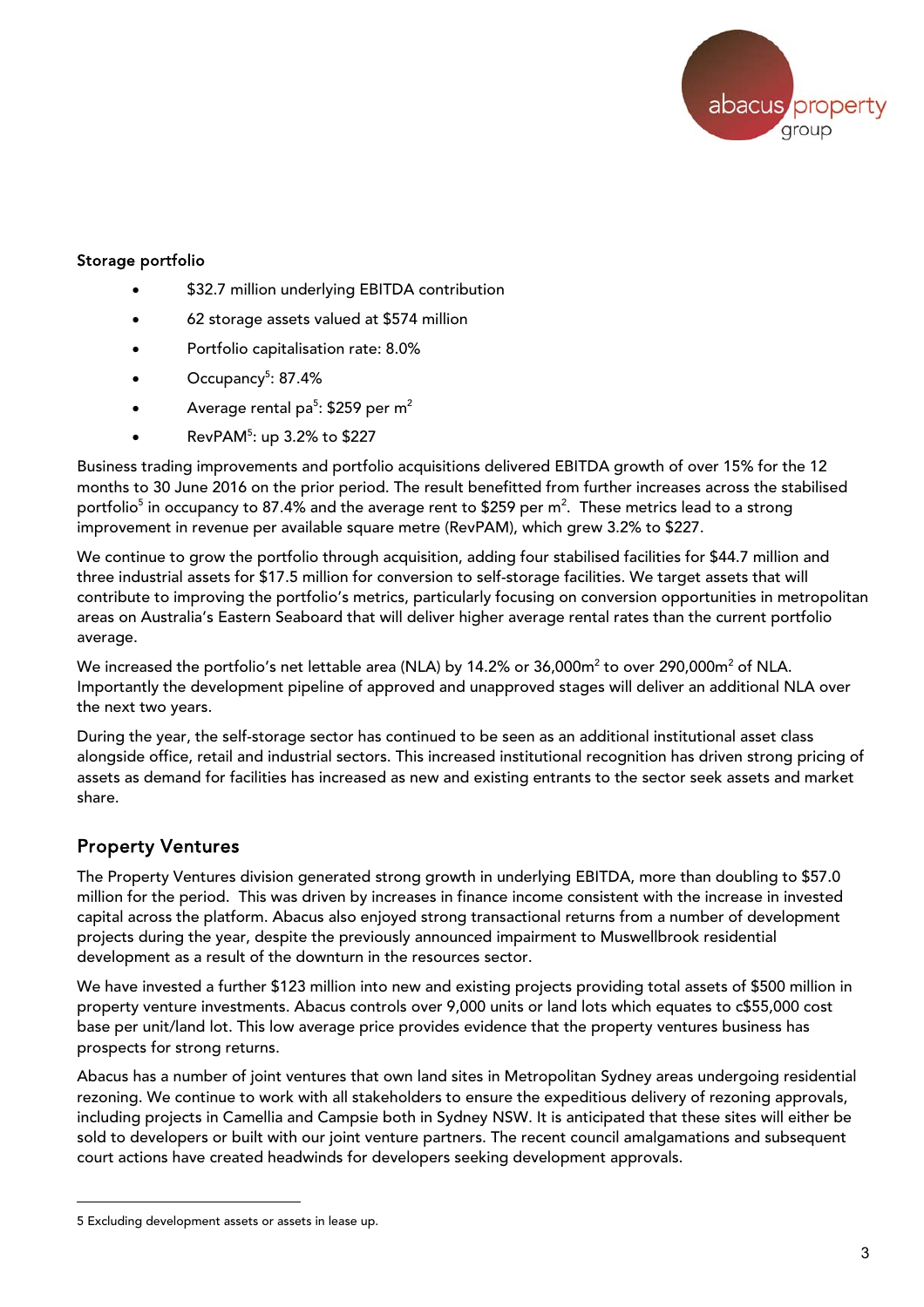**Storage portfolio**

- $32.7 million underlying EBITDA contribution
- 62 storage assets valued at $574 million
- Portfolio capitalisation rate: 8.0%
- Occupancy[5]: 87.4%
- Average rental pa[5]: $259 per $m^2$
- RevPAM[5]: up 3.2% to $227

Business trading improvements and portfolio acquisitions delivered EBITDA growth of over 15% for the 12 months to 30 June 2016 on the prior period. The result benefitted from further increases across the stabilised portfolio[5] in occupancy to 87.4% and the average rent to $259 per $m^2$. These metrics lead to a strong improvement in revenue per available square metre (RevPAM), which grew 3.2% to $227.

We continue to grow the portfolio through acquisition, adding four stabilised facilities for $44.7 million and three industrial assets for $17.5 million for conversion to self-storage facilities. We target assets that will contribute to improving the portfolio's metrics, particularly focusing on conversion opportunities in metropolitan areas on Australia's Eastern Seaboard that will deliver higher average rental rates than the current portfolio average.

We increased the portfolio's net lettable area (NLA) by 14.2% or 36,000$m^2$ to over 290,000$m^2$ of NLA. Importantly the development pipeline of approved and unapproved stages will deliver an additional NLA over the next two years.

During the year, the self-storage sector has continued to be seen as an additional institutional asset class alongside office, retail and industrial sectors. This increased institutional recognition has driven strong pricing of assets as demand for facilities has increased as new and existing entrants to the sector seek assets and market share.

## Property Ventures

The Property Ventures division generated strong growth in underlying EBITDA, more than doubling to $57.0 million for the period. This was driven by increases in finance income consistent with the increase in invested capital across the platform. Abacus also enjoyed strong transactional returns from a number of development projects during the year, despite the previously announced impairment to Muswellbrook residential development as a result of the downturn in the resources sector.

We have invested a further $123 million into new and existing projects providing total assets of $500 million in property venture investments. Abacus controls over 9,000 units or land lots which equates to c$55,000 cost base per unit/land lot. This low average price provides evidence that the property ventures business has prospects for strong returns.

Abacus has a number of joint ventures that own land sites in Metropolitan Sydney areas undergoing residential rezoning. We continue to work with all stakeholders to ensure the expeditious delivery of rezoning approvals, including projects in Camellia and Campsie both in Sydney NSW. It is anticipated that these sites will either be sold to developers or built with our joint venture partners. The recent council amalgamations and subsequent court actions have created headwinds for developers seeking development approvals.

---

5 Excluding development assets or assets in lease up.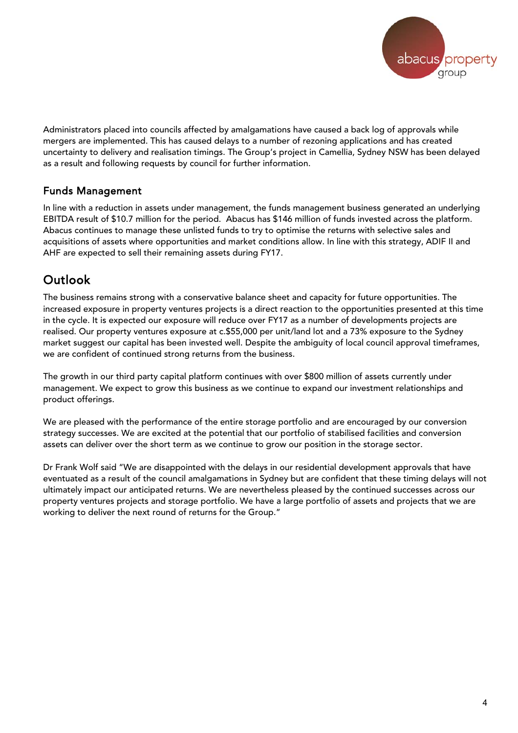Administrators placed into councils affected by amalgamations have caused a back log of approvals while mergers are implemented. This has caused delays to a number of rezoning applications and has created uncertainty to delivery and realisation timings. The Group's project in Camellia, Sydney NSW has been delayed as a result and following requests by council for further information.

### Funds Management

In line with a reduction in assets under management, the funds management business generated an underlying EBITDA result of $10.7 million for the period. Abacus has $146 million of funds invested across the platform. Abacus continues to manage these unlisted funds to try to optimise the returns with selective sales and acquisitions of assets where opportunities and market conditions allow. In line with this strategy, ADIF II and AHF are expected to sell their remaining assets during FY17.

## Outlook

The business remains strong with a conservative balance sheet and capacity for future opportunities. The increased exposure in property ventures projects is a direct reaction to the opportunities presented at this time in the cycle. It is expected our exposure will reduce over FY17 as a number of developments projects are realised. Our property ventures exposure at c.$55,000 per unit/land lot and a 73% exposure to the Sydney market suggest our capital has been invested well. Despite the ambiguity of local council approval timeframes, we are confident of continued strong returns from the business.

The growth in our third party capital platform continues with over $800 million of assets currently under management. We expect to grow this business as we continue to expand our investment relationships and product offerings.

We are pleased with the performance of the entire storage portfolio and are encouraged by our conversion strategy successes. We are excited at the potential that our portfolio of stabilised facilities and conversion assets can deliver over the short term as we continue to grow our position in the storage sector.

Dr Frank Wolf said "We are disappointed with the delays in our residential development approvals that have eventuated as a result of the council amalgamations in Sydney but are confident that these timing delays will not ultimately impact our anticipated returns. We are nevertheless pleased by the continued successes across our property ventures projects and storage portfolio. We have a large portfolio of assets and projects that we are working to deliver the next round of returns for the Group."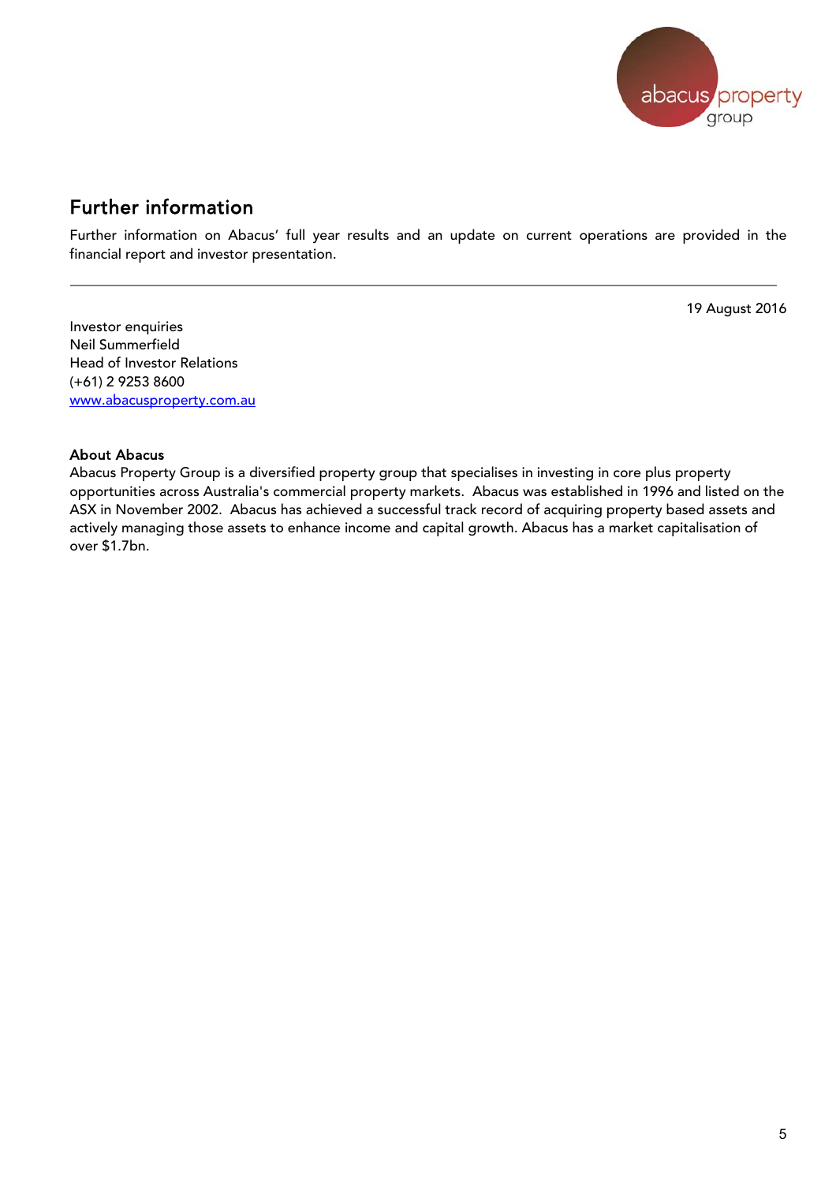## Further information

Further information on Abacus' full year results and an update on current operations are provided in the financial report and investor presentation.

---

19 August 2016

Investor enquiries
Neil Summerfield
Head of Investor Relations
(+61) 2 9253 8600
[www.abacusproperty.com.au](http://www.abacusproperty.com.au)

**About Abacus**
Abacus Property Group is a diversified property group that specialises in investing in core plus property opportunities across Australia's commercial property markets. Abacus was established in 1996 and listed on the ASX in November 2002. Abacus has achieved a successful track record of acquiring property based assets and actively managing those assets to enhance income and capital growth. Abacus has a market capitalisation of over $1.7bn.